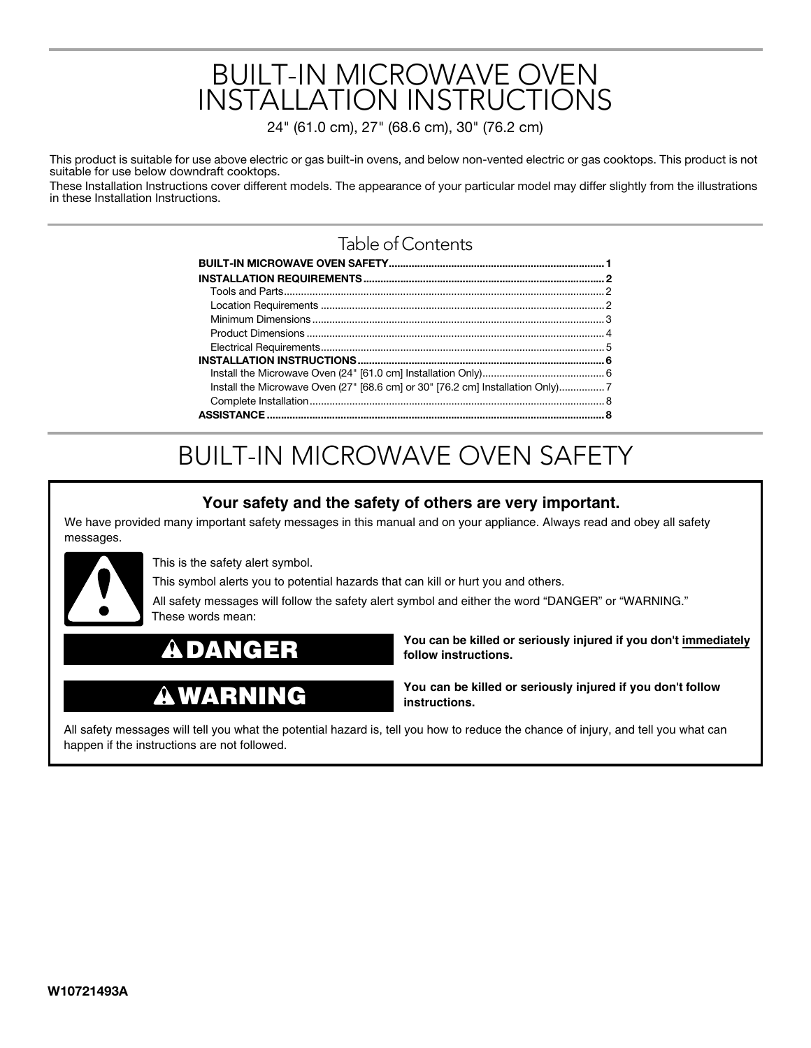# BUILT-IN MICROWAVE OVEN INSTALLATION INSTRUCTIONS

24" (61.0 cm), 27" (68.6 cm), 30" (76.2 cm)

This product is suitable for use above electric or gas built-in ovens, and below non-vented electric or gas cooktops. This product is not suitable for use below downdraft cooktops.

These Installation Instructions cover different models. The appearance of your particular model may differ slightly from the illustrations in these Installation Instructions.

## Table of Contents

**BUILT-IN MICROWAVE OVEN SAFETY** .......... 1

**INSTALLATION REQUIREMENTS** .......... 2

- Tools and Parts .......... 2
- Location Requirements .......... 2
- Minimum Dimensions .......... 3
- Product Dimensions .......... 4
- Electrical Requirements .......... 5

**INSTALLATION INSTRUCTIONS** .......... 6

- Install the Microwave Oven (24" [61.0 cm] Installation Only) .......... 6
- Install the Microwave Oven (27" [68.6 cm] or 30" [76.2 cm] Installation Only) .......... 7
- Complete Installation .......... 8

**ASSISTANCE** .......... 8

# BUILT-IN MICROWAVE OVEN SAFETY

**Your safety and the safety of others are very important.**

We have provided many important safety messages in this manual and on your appliance. Always read and obey all safety messages.

This is the safety alert symbol.

This symbol alerts you to potential hazards that can kill or hurt you and others.

All safety messages will follow the safety alert symbol and either the word "DANGER" or "WARNING." These words mean:

**DANGER** — **You can be killed or seriously injured if you don't immediately follow instructions.**

**WARNING** — **You can be killed or seriously injured if you don't follow instructions.**

All safety messages will tell you what the potential hazard is, tell you how to reduce the chance of injury, and tell you what can happen if the instructions are not followed.

**W10721493A**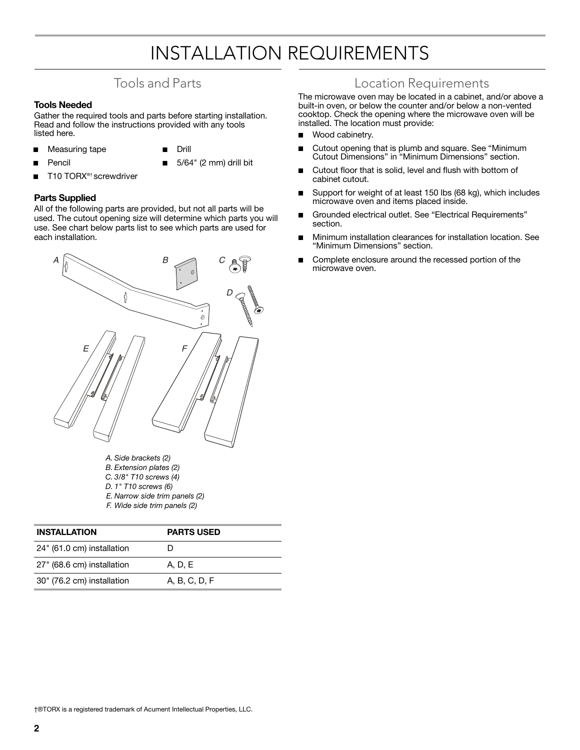# INSTALLATION REQUIREMENTS

## Tools and Parts

### Tools Needed

Gather the required tools and parts before starting installation. Read and follow the instructions provided with any tools listed here.

- Measuring tape
- Pencil
- T10 TORX®† screwdriver
- Drill
- 5/64" (2 mm) drill bit

### Parts Supplied

All of the following parts are provided, but not all parts will be used. The cutout opening size will determine which parts you will use. See chart below parts list to see which parts are used for each installation.

*A. Side brackets (2)*
*B. Extension plates (2)*
*C. 3/8" T10 screws (4)*
*D. 1" T10 screws (6)*
*E. Narrow side trim panels (2)*
*F. Wide side trim panels (2)*

| INSTALLATION | PARTS USED |
| --- | --- |
| 24" (61.0 cm) installation | D |
| 27" (68.6 cm) installation | A, D, E |
| 30" (76.2 cm) installation | A, B, C, D, F |

## Location Requirements

The microwave oven may be located in a cabinet, and/or above a built-in oven, or below the counter and/or below a non-vented cooktop. Check the opening where the microwave oven will be installed. The location must provide:

- Wood cabinetry.
- Cutout opening that is plumb and square. See "Minimum Cutout Dimensions" in "Minimum Dimensions" section.
- Cutout floor that is solid, level and flush with bottom of cabinet cutout.
- Support for weight of at least 150 lbs (68 kg), which includes microwave oven and items placed inside.
- Grounded electrical outlet. See "Electrical Requirements" section.
- Minimum installation clearances for installation location. See "Minimum Dimensions" section.
- Complete enclosure around the recessed portion of the microwave oven.

†®TORX is a registered trademark of Acument Intellectual Properties, LLC.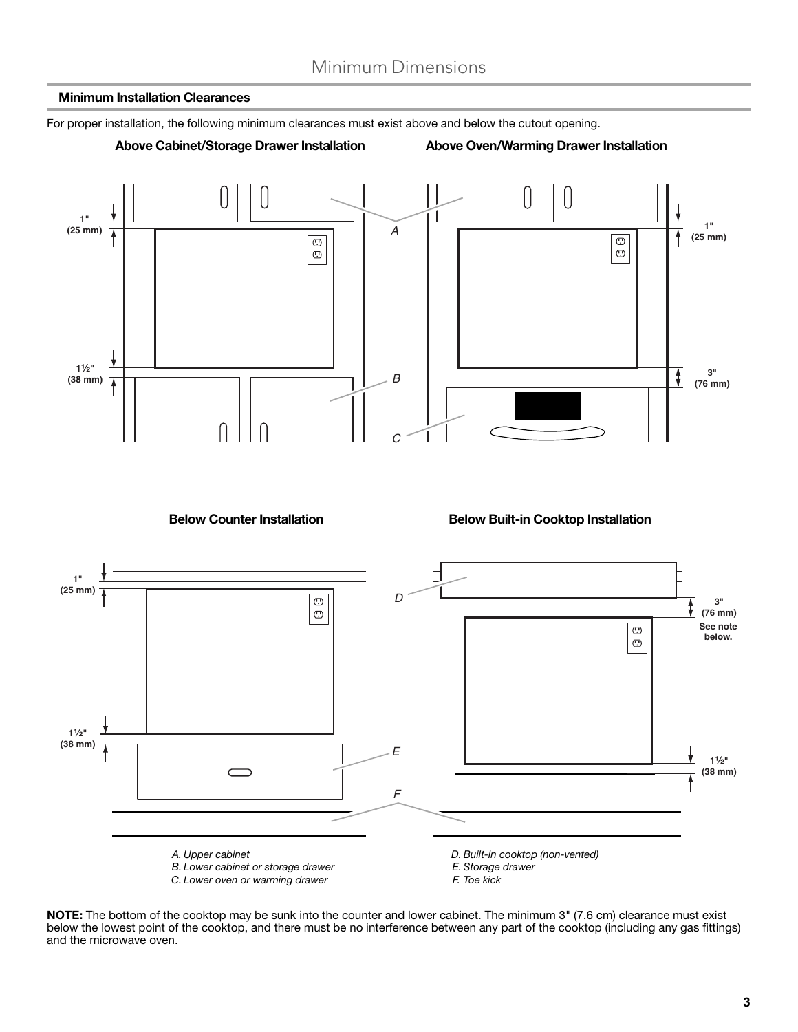# Minimum Dimensions

## Minimum Installation Clearances

For proper installation, the following minimum clearances must exist above and below the cutout opening.

**Above Cabinet/Storage Drawer Installation**

1" (25 mm)

1½" (38 mm)

**Above Oven/Warming Drawer Installation**

1" (25 mm)

3" (76 mm)

**Below Counter Installation**

1" (25 mm)

1½" (38 mm)

**Below Built-in Cooktop Installation**

3" (76 mm) See note below.

1½" (38 mm)

*A. Upper cabinet*
*B. Lower cabinet or storage drawer*
*C. Lower oven or warming drawer*
*D. Built-in cooktop (non-vented)*
*E. Storage drawer*
*F. Toe kick*

**NOTE:** The bottom of the cooktop may be sunk into the counter and lower cabinet. The minimum 3" (7.6 cm) clearance must exist below the lowest point of the cooktop, and there must be no interference between any part of the cooktop (including any gas fittings) and the microwave oven.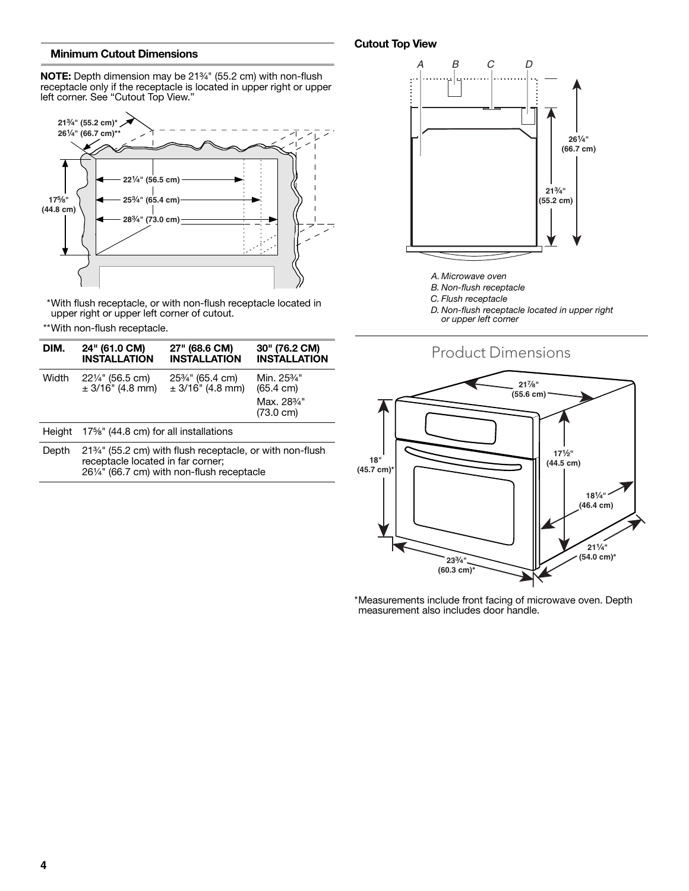### Minimum Cutout Dimensions

**NOTE:** Depth dimension may be 21¾" (55.2 cm) with non-flush receptacle only if the receptacle is located in upper right or upper left corner. See "Cutout Top View."

*With flush receptacle, or with non-flush receptacle located in upper right or upper left corner of cutout.

**With non-flush receptacle.

| DIM. | 24" (61.0 CM) INSTALLATION | 27" (68.6 CM) INSTALLATION | 30" (76.2 CM) INSTALLATION |
|---|---|---|---|
| Width | 22¼" (56.5 cm) ± 3/16" (4.8 mm) | 25¾" (65.4 cm) ± 3/16" (4.8 mm) | Min. 25¾" (65.4 cm) Max. 28¾" (73.0 cm) |
| Height | 17⅝" (44.8 cm) for all installations | | |
| Depth | 21¾" (55.2 cm) with flush receptacle, or with non-flush receptacle located in far corner; 26¼" (66.7 cm) with non-flush receptacle | | |

### Cutout Top View

A. Microwave oven
B. Non-flush receptacle
C. Flush receptacle
D. Non-flush receptacle located in upper right or upper left corner

## Product Dimensions

*Measurements include front facing of microwave oven. Depth measurement also includes door handle.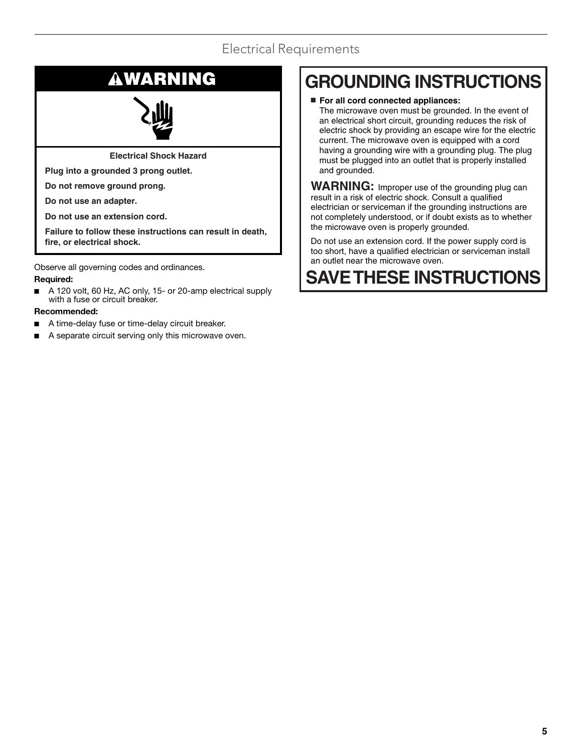## Electrical Requirements

### ⚠WARNING

**Electrical Shock Hazard**

**Plug into a grounded 3 prong outlet.**

**Do not remove ground prong.**

**Do not use an adapter.**

**Do not use an extension cord.**

**Failure to follow these instructions can result in death, fire, or electrical shock.**

Observe all governing codes and ordinances.

**Required:**

- A 120 volt, 60 Hz, AC only, 15- or 20-amp electrical supply with a fuse or circuit breaker.

**Recommended:**

- A time-delay fuse or time-delay circuit breaker.
- A separate circuit serving only this microwave oven.

# GROUNDING INSTRUCTIONS

- **For all cord connected appliances:**
  The microwave oven must be grounded. In the event of an electrical short circuit, grounding reduces the risk of electric shock by providing an escape wire for the electric current. The microwave oven is equipped with a cord having a grounding wire with a grounding plug. The plug must be plugged into an outlet that is properly installed and grounded.

**WARNING:** Improper use of the grounding plug can result in a risk of electric shock. Consult a qualified electrician or serviceman if the grounding instructions are not completely understood, or if doubt exists as to whether the microwave oven is properly grounded.

Do not use an extension cord. If the power supply cord is too short, have a qualified electrician or serviceman install an outlet near the microwave oven.

# SAVE THESE INSTRUCTIONS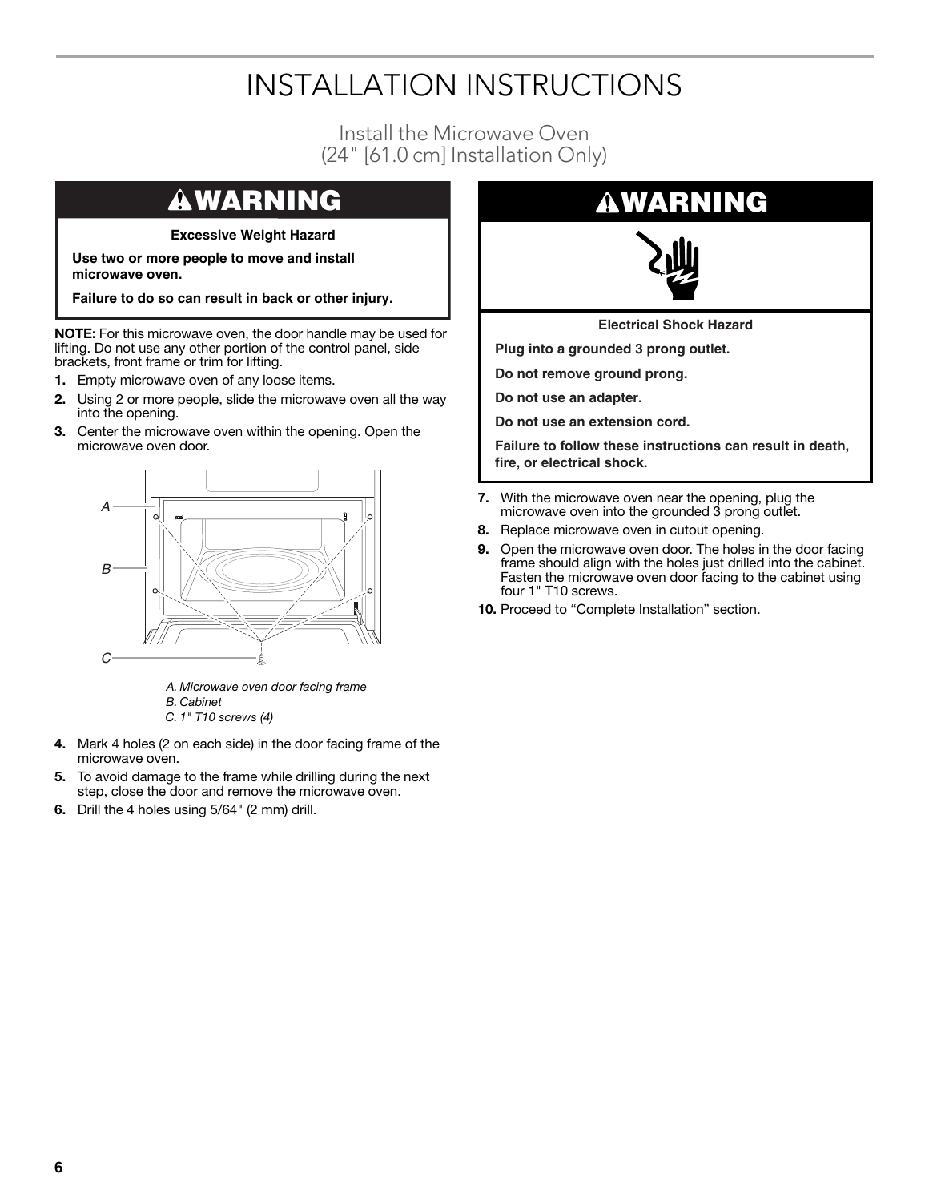# INSTALLATION INSTRUCTIONS

## Install the Microwave Oven (24" [61.0 cm] Installation Only)

### ⚠WARNING

**Excessive Weight Hazard**

**Use two or more people to move and install microwave oven.**

**Failure to do so can result in back or other injury.**

**NOTE:** For this microwave oven, the door handle may be used for lifting. Do not use any other portion of the control panel, side brackets, front frame or trim for lifting.

1. Empty microwave oven of any loose items.
2. Using 2 or more people, slide the microwave oven all the way into the opening.
3. Center the microwave oven within the opening. Open the microwave oven door.

*A. Microwave oven door facing frame*
*B. Cabinet*
*C. 1" T10 screws (4)*

4. Mark 4 holes (2 on each side) in the door facing frame of the microwave oven.
5. To avoid damage to the frame while drilling during the next step, close the door and remove the microwave oven.
6. Drill the 4 holes using 5/64" (2 mm) drill.

### ⚠WARNING

**Electrical Shock Hazard**

**Plug into a grounded 3 prong outlet.**

**Do not remove ground prong.**

**Do not use an adapter.**

**Do not use an extension cord.**

**Failure to follow these instructions can result in death, fire, or electrical shock.**

7. With the microwave oven near the opening, plug the microwave oven into the grounded 3 prong outlet.
8. Replace microwave oven in cutout opening.
9. Open the microwave oven door. The holes in the door facing frame should align with the holes just drilled into the cabinet. Fasten the microwave oven door facing to the cabinet using four 1" T10 screws.
10. Proceed to "Complete Installation" section.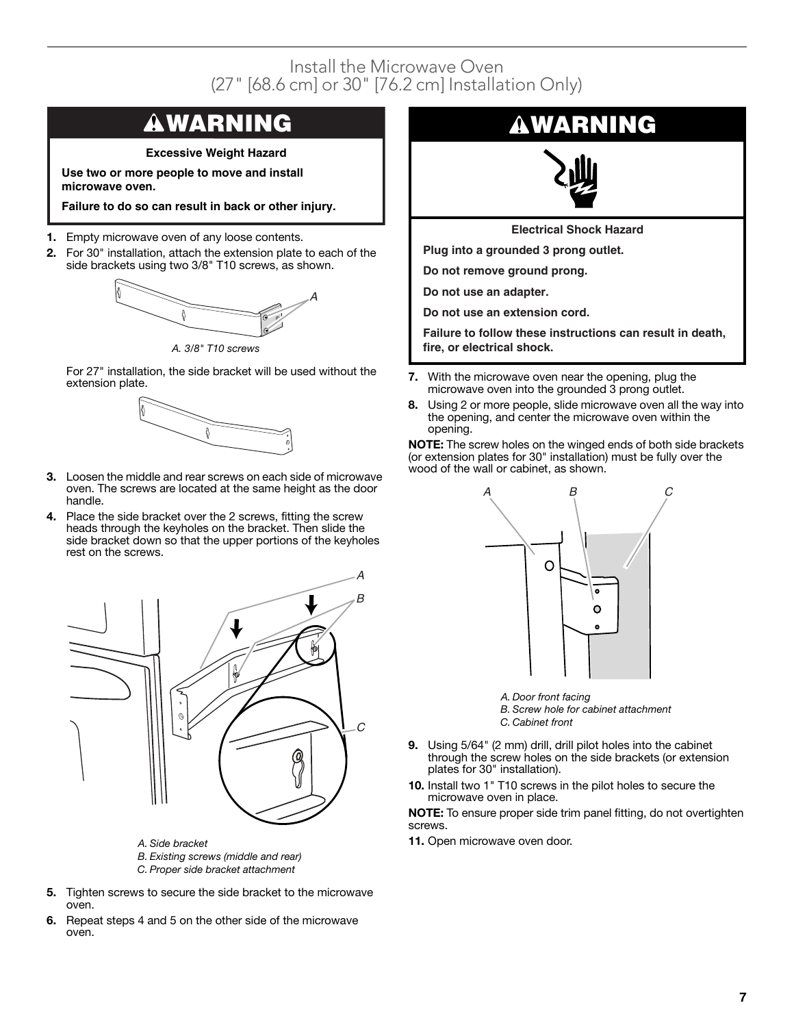## Install the Microwave Oven (27" [68.6 cm] or 30" [76.2 cm] Installation Only)

### ⚠WARNING

**Excessive Weight Hazard**

**Use two or more people to move and install microwave oven.**

**Failure to do so can result in back or other injury.**

1. Empty microwave oven of any loose contents.
2. For 30" installation, attach the extension plate to each of the side brackets using two 3/8" T10 screws, as shown.

   *A. 3/8" T10 screws*

   For 27" installation, the side bracket will be used without the extension plate.

3. Loosen the middle and rear screws on each side of microwave oven. The screws are located at the same height as the door handle.
4. Place the side bracket over the 2 screws, fitting the screw heads through the keyholes on the bracket. Then slide the side bracket down so that the upper portions of the keyholes rest on the screws.

   *A. Side bracket*
   *B. Existing screws (middle and rear)*
   *C. Proper side bracket attachment*

5. Tighten screws to secure the side bracket to the microwave oven.
6. Repeat steps 4 and 5 on the other side of the microwave oven.

### ⚠WARNING

**Electrical Shock Hazard**

**Plug into a grounded 3 prong outlet.**

**Do not remove ground prong.**

**Do not use an adapter.**

**Do not use an extension cord.**

**Failure to follow these instructions can result in death, fire, or electrical shock.**

7. With the microwave oven near the opening, plug the microwave oven into the grounded 3 prong outlet.
8. Using 2 or more people, slide microwave oven all the way into the opening, and center the microwave oven within the opening.

**NOTE:** The screw holes on the winged ends of both side brackets (or extension plates for 30" installation) must be fully over the wood of the wall or cabinet, as shown.

*A. Door front facing*
*B. Screw hole for cabinet attachment*
*C. Cabinet front*

9. Using 5/64" (2 mm) drill, drill pilot holes into the cabinet through the screw holes on the side brackets (or extension plates for 30" installation).
10. Install two 1" T10 screws in the pilot holes to secure the microwave oven in place.

**NOTE:** To ensure proper side trim panel fitting, do not overtighten screws.

11. Open microwave oven door.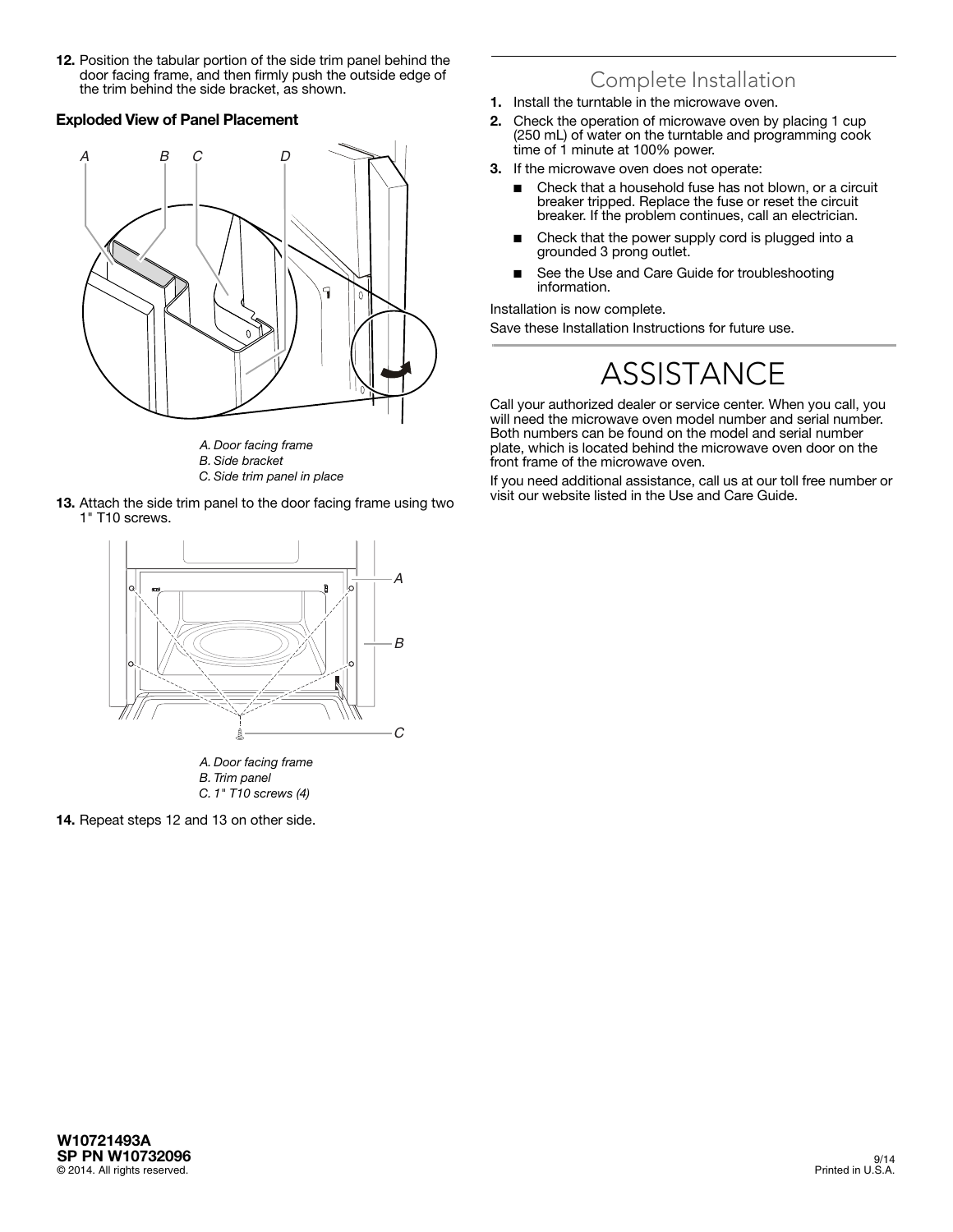12. Position the tabular portion of the side trim panel behind the door facing frame, and then firmly push the outside edge of the trim behind the side bracket, as shown.

**Exploded View of Panel Placement**

A. Door facing frame
B. Side bracket
C. Side trim panel in place

13. Attach the side trim panel to the door facing frame using two 1" T10 screws.

A. Door facing frame
B. Trim panel
C. 1" T10 screws (4)

14. Repeat steps 12 and 13 on other side.

## Complete Installation

1. Install the turntable in the microwave oven.
2. Check the operation of microwave oven by placing 1 cup (250 mL) of water on the turntable and programming cook time of 1 minute at 100% power.
3. If the microwave oven does not operate:
   - Check that a household fuse has not blown, or a circuit breaker tripped. Replace the fuse or reset the circuit breaker. If the problem continues, call an electrician.
   - Check that the power supply cord is plugged into a grounded 3 prong outlet.
   - See the Use and Care Guide for troubleshooting information.

Installation is now complete.

Save these Installation Instructions for future use.

# ASSISTANCE

Call your authorized dealer or service center. When you call, you will need the microwave oven model number and serial number. Both numbers can be found on the model and serial number plate, which is located behind the microwave oven door on the front frame of the microwave oven.

If you need additional assistance, call us at our toll free number or visit our website listed in the Use and Care Guide.

**W10721493A**
**SP PN W10732096**
© 2014. All rights reserved.

9/14
Printed in U.S.A.